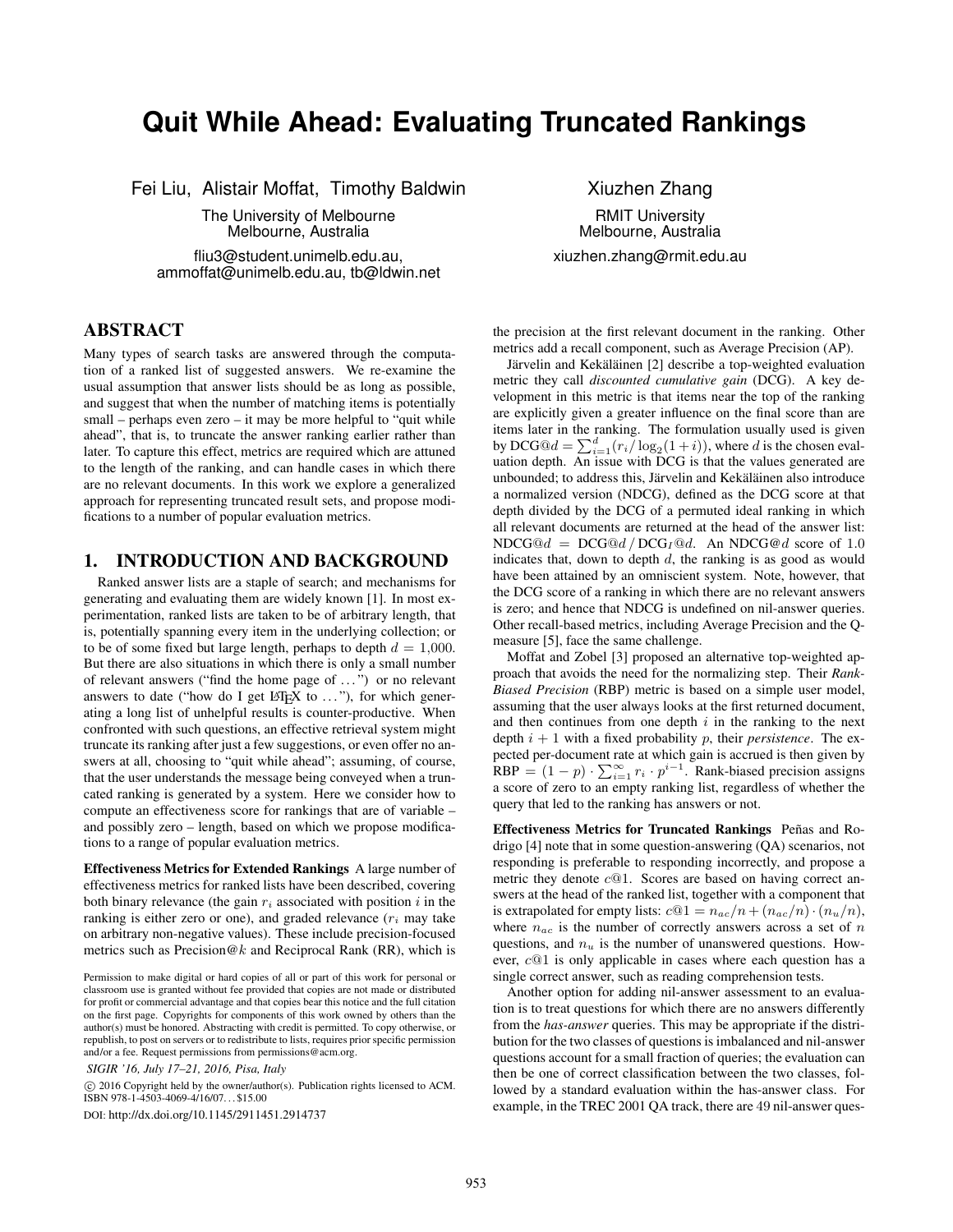# Quit While Ahead: Evaluating Truncated Rankings

Fei Liu, Alistair Moffat, Timothy Baldwin
The University of Melbourne
Melbourne, Australia
fliu3@student.unimelb.edu.au,
ammoffat@unimelb.edu.au, tb@ldwin.net

Xiuzhen Zhang
RMIT University
Melbourne, Australia
xiuzhen.zhang@rmit.edu.au

## ABSTRACT

Many types of search tasks are answered through the computation of a ranked list of suggested answers. We re-examine the usual assumption that answer lists should be as long as possible, and suggest that when the number of matching items is potentially small – perhaps even zero – it may be more helpful to "quit while ahead", that is, to truncate the answer ranking earlier rather than later. To capture this effect, metrics are required which are attuned to the length of the ranking, and can handle cases in which there are no relevant documents. In this work we explore a generalized approach for representing truncated result sets, and propose modifications to a number of popular evaluation metrics.

## 1. INTRODUCTION AND BACKGROUND

Ranked answer lists are a staple of search; and mechanisms for generating and evaluating them are widely known [1]. In most experimentation, ranked lists are taken to be of arbitrary length, that is, potentially spanning every item in the underlying collection; or to be of some fixed but large length, perhaps to depth $d = 1{,}000$. But there are also situations in which there is only a small number of relevant answers ("find the home page of ...") or no relevant answers to date ("how do I get LaTeX to ..."), for which generating a long list of unhelpful results is counter-productive. When confronted with such questions, an effective retrieval system might truncate its ranking after just a few suggestions, or even offer no answers at all, choosing to "quit while ahead"; assuming, of course, that the user understands the message being conveyed when a truncated ranking is generated by a system. Here we consider how to compute an effectiveness score for rankings that are of variable – and possibly zero – length, based on which we propose modifications to a range of popular evaluation metrics.

**Effectiveness Metrics for Extended Rankings** A large number of effectiveness metrics for ranked lists have been described, covering both binary relevance (the gain $r_i$ associated with position $i$ in the ranking is either zero or one), and graded relevance ($r_i$ may take on arbitrary non-negative values). These include precision-focused metrics such as Precision@$k$ and Reciprocal Rank (RR), which is the precision at the first relevant document in the ranking. Other metrics add a recall component, such as Average Precision (AP).

Järvelin and Kekäläinen [2] describe a top-weighted evaluation metric they call *discounted cumulative gain* (DCG). A key development in this metric is that items near the top of the ranking are explicitly given a greater influence on the final score than are items later in the ranking. The formulation usually used is given by $\text{DCG@}d = \sum_{i=1}^{d}(r_i / \log_2(1+i))$, where $d$ is the chosen evaluation depth. An issue with DCG is that the values generated are unbounded; to address this, Järvelin and Kekäläinen also introduce a normalized version (NDCG), defined as the DCG score at that depth divided by the DCG of a permuted ideal ranking in which all relevant documents are returned at the head of the answer list: $\text{NDCG@}d = \text{DCG@}d \,/\, \text{DCG}_I\text{@}d$. An NDCG@$d$ score of 1.0 indicates that, down to depth $d$, the ranking is as good as would have been attained by an omniscient system. Note, however, that the DCG score of a ranking in which there are no relevant answers is zero; and hence that NDCG is undefined on nil-answer queries. Other recall-based metrics, including Average Precision and the Q-measure [5], face the same challenge.

Moffat and Zobel [3] proposed an alternative top-weighted approach that avoids the need for the normalizing step. Their *Rank-Biased Precision* (RBP) metric is based on a simple user model, assuming that the user always looks at the first returned document, and then continues from one depth $i$ in the ranking to the next depth $i+1$ with a fixed probability $p$, their *persistence*. The expected per-document rate at which gain is accrued is then given by $\text{RBP} = (1-p) \cdot \sum_{i=1}^{\infty} r_i \cdot p^{i-1}$. Rank-biased precision assigns a score of zero to an empty ranking list, regardless of whether the query that led to the ranking has answers or not.

**Effectiveness Metrics for Truncated Rankings** Peñas and Rodrigo [4] note that in some question-answering (QA) scenarios, not responding is preferable to responding incorrectly, and propose a metric they denote $c@1$. Scores are based on having correct answers at the head of the ranked list, together with a component that is extrapolated for empty lists: $c@1 = n_{ac}/n + (n_{ac}/n) \cdot (n_u/n)$, where $n_{ac}$ is the number of correctly answers across a set of $n$ questions, and $n_u$ is the number of unanswered questions. However, $c@1$ is only applicable in cases where each question has a single correct answer, such as reading comprehension tests.

Another option for adding nil-answer assessment to an evaluation is to treat questions for which there are no answers differently from the *has-answer* queries. This may be appropriate if the distribution for the two classes of questions is imbalanced and nil-answer questions account for a small fraction of queries; the evaluation can then be one of correct classification between the two classes, followed by a standard evaluation within the has-answer class. For example, in the TREC 2001 QA track, there are 49 nil-answer ques-

Permission to make digital or hard copies of all or part of this work for personal or classroom use is granted without fee provided that copies are not made or distributed for profit or commercial advantage and that copies bear this notice and the full citation on the first page. Copyrights for components of this work owned by others than the author(s) must be honored. Abstracting with credit is permitted. To copy otherwise, or republish, to post on servers or to redistribute to lists, requires prior specific permission and/or a fee. Request permissions from permissions@acm.org.

*SIGIR '16, July 17–21, 2016, Pisa, Italy*

© 2016 Copyright held by the owner/author(s). Publication rights licensed to ACM. ISBN 978-1-4503-4069-4/16/07...$15.00

DOI: http://dx.doi.org/10.1145/2911451.2914737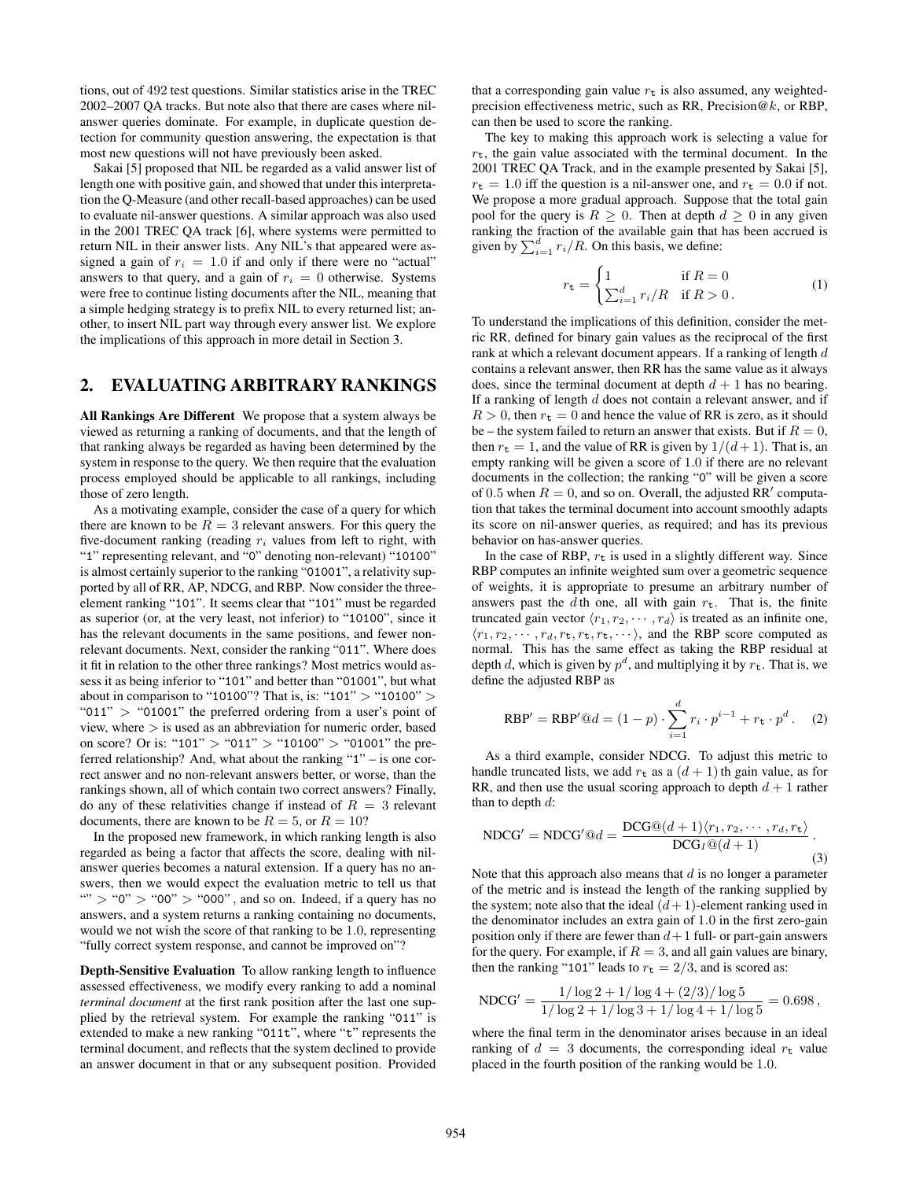tions, out of 492 test questions. Similar statistics arise in the TREC 2002–2007 QA tracks. But note also that there are cases where nil-answer queries dominate. For example, in duplicate question detection for community question answering, the expectation is that most new questions will not have previously been asked.

Sakai [5] proposed that NIL be regarded as a valid answer list of length one with positive gain, and showed that under this interpretation the Q-Measure (and other recall-based approaches) can be used to evaluate nil-answer questions. A similar approach was also used in the 2001 TREC QA track [6], where systems were permitted to return NIL in their answer lists. Any NIL's that appeared were assigned a gain of $r_i = 1.0$ if and only if there were no "actual" answers to that query, and a gain of $r_i = 0$ otherwise. Systems were free to continue listing documents after the NIL, meaning that a simple hedging strategy is to prefix NIL to every returned list; another, to insert NIL part way through every answer list. We explore the implications of this approach in more detail in Section 3.

## 2. EVALUATING ARBITRARY RANKINGS

**All Rankings Are Different** We propose that a system always be viewed as returning a ranking of documents, and that the length of that ranking always be regarded as having been determined by the system in response to the query. We then require that the evaluation process employed should be applicable to all rankings, including those of zero length.

As a motivating example, consider the case of a query for which there are known to be $R = 3$ relevant answers. For this query the five-document ranking (reading $r_i$ values from left to right, with "1" representing relevant, and "0" denoting non-relevant) "10100" is almost certainly superior to the ranking "01001", a relativity supported by all of RR, AP, NDCG, and RBP. Now consider the three-element ranking "101". It seems clear that "101" must be regarded as superior (or, at the very least, not inferior) to "10100", since it has the relevant documents in the same positions, and fewer non-relevant documents. Next, consider the ranking "011". Where does it fit in relation to the other three rankings? Most metrics would assess it as being inferior to "101" and better than "01001", but what about in comparison to "10100"? That is, is: "101" > "10100" > "011" > "01001" the preferred ordering from a user's point of view, where > is used as an abbreviation for numeric order, based on score? Or is: "101" > "011" > "10100" > "01001" the preferred relationship? And, what about the ranking "1" – is one correct answer and no non-relevant answers better, or worse, than the rankings shown, all of which contain two correct answers? Finally, do any of these relativities change if instead of $R = 3$ relevant documents, there are known to be $R = 5$, or $R = 10$?

In the proposed new framework, in which ranking length is also regarded as being a factor that affects the score, dealing with nil-answer queries becomes a natural extension. If a query has no answers, then we would expect the evaluation metric to tell us that "" > "0" > "00" > "000", and so on. Indeed, if a query has no answers, and a system returns a ranking containing no documents, would we not wish the score of that ranking to be 1.0, representing "fully correct system response, and cannot be improved on"?

**Depth-Sensitive Evaluation** To allow ranking length to influence assessed effectiveness, we modify every ranking to add a nominal *terminal document* at the first rank position after the last one supplied by the retrieval system. For example the ranking "011" is extended to make a new ranking "011t", where "t" represents the terminal document, and reflects that the system declined to provide an answer document in that or any subsequent position. Provided that a corresponding gain value $r_{\mathtt{t}}$ is also assumed, any weighted-precision effectiveness metric, such as RR, Precision@$k$, or RBP, can then be used to score the ranking.

The key to making this approach work is selecting a value for $r_{\mathtt{t}}$, the gain value associated with the terminal document. In the 2001 TREC QA Track, and in the example presented by Sakai [5], $r_{\mathtt{t}} = 1.0$ iff the question is a nil-answer one, and $r_{\mathtt{t}} = 0.0$ if not. We propose a more gradual approach. Suppose that the total gain pool for the query is $R \geq 0$. Then at depth $d \geq 0$ in any given ranking the fraction of the available gain that has been accrued is given by $\sum_{i=1}^{d} r_i / R$. On this basis, we define:

$$r_{\mathtt{t}} = \begin{cases} 1 & \text{if } R = 0 \\ \sum_{i=1}^{d} r_i / R & \text{if } R > 0\,. \end{cases} \tag{1}$$

To understand the implications of this definition, consider the metric RR, defined for binary gain values as the reciprocal of the first rank at which a relevant document appears. If a ranking of length $d$ contains a relevant answer, then RR has the same value as it always does, since the terminal document at depth $d + 1$ has no bearing. If a ranking of length $d$ does not contain a relevant answer, and if $R > 0$, then $r_{\mathtt{t}} = 0$ and hence the value of RR is zero, as it should be – the system failed to return an answer that exists. But if $R = 0$, then $r_{\mathtt{t}} = 1$, and the value of RR is given by $1/(d+1)$. That is, an empty ranking will be given a score of 1.0 if there are no relevant documents in the collection; the ranking "0" will be given a score of 0.5 when $R = 0$, and so on. Overall, the adjusted RR$'$ computation that takes the terminal document into account smoothly adapts its score on nil-answer queries, as required; and has its previous behavior on has-answer queries.

In the case of RBP, $r_{\mathtt{t}}$ is used in a slightly different way. Since RBP computes an infinite weighted sum over a geometric sequence of weights, it is appropriate to presume an arbitrary number of answers past the $d$th one, all with gain $r_{\mathtt{t}}$. That is, the finite truncated gain vector $\langle r_1, r_2, \cdots, r_d \rangle$ is treated as an infinite one, $\langle r_1, r_2, \cdots, r_d, r_{\mathtt{t}}, r_{\mathtt{t}}, r_{\mathtt{t}}, \cdots \rangle$, and the RBP score computed as normal. This has the same effect as taking the RBP residual at depth $d$, which is given by $p^d$, and multiplying it by $r_{\mathtt{t}}$. That is, we define the adjusted RBP as

$$\text{RBP}' = \text{RBP}'@d = (1-p) \cdot \sum_{i=1}^{d} r_i \cdot p^{i-1} + r_{\mathtt{t}} \cdot p^d\,. \tag{2}$$

As a third example, consider NDCG. To adjust this metric to handle truncated lists, we add $r_{\mathtt{t}}$ as a $(d+1)$th gain value, as for RR, and then use the usual scoring approach to depth $d + 1$ rather than to depth $d$:

$$\text{NDCG}' = \text{NDCG}'@d = \frac{\text{DCG}@(d+1)\langle r_1, r_2, \cdots, r_d, r_{\mathtt{t}} \rangle}{\text{DCG}_I@(d+1)}\,. \tag{3}$$

Note that this approach also means that $d$ is no longer a parameter of the metric and is instead the length of the ranking supplied by the system; note also that the ideal $(d+1)$-element ranking used in the denominator includes an extra gain of 1.0 in the first zero-gain position only if there are fewer than $d+1$ full- or part-gain answers for the query. For example, if $R = 3$, and all gain values are binary, then the ranking "101" leads to $r_{\mathtt{t}} = 2/3$, and is scored as:

$$\text{NDCG}' = \frac{1/\log 2 + 1/\log 4 + (2/3)/\log 5}{1/\log 2 + 1/\log 3 + 1/\log 4 + 1/\log 5} = 0.698\,,$$

where the final term in the denominator arises because in an ideal ranking of $d = 3$ documents, the corresponding ideal $r_{\mathtt{t}}$ value placed in the fourth position of the ranking would be 1.0.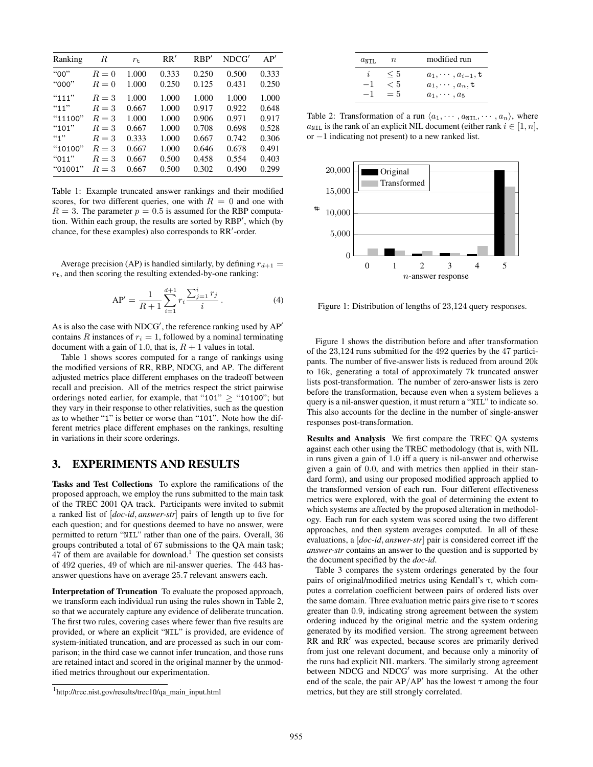| Ranking | $R$ | $r_{\mathtt{t}}$ | RR′ | RBP′ | NDCG′ | AP′ |
|---|---|---|---|---|---|---|
| "00" | $R=0$ | 1.000 | 0.333 | 0.250 | 0.500 | 0.333 |
| "000" | $R=0$ | 1.000 | 0.250 | 0.125 | 0.431 | 0.250 |
| "111" | $R=3$ | 1.000 | 1.000 | 1.000 | 1.000 | 1.000 |
| "11" | $R=3$ | 0.667 | 1.000 | 0.917 | 0.922 | 0.648 |
| "11100" | $R=3$ | 1.000 | 1.000 | 0.906 | 0.971 | 0.917 |
| "101" | $R=3$ | 0.667 | 1.000 | 0.708 | 0.698 | 0.528 |
| "1" | $R=3$ | 0.333 | 1.000 | 0.667 | 0.742 | 0.306 |
| "10100" | $R=3$ | 0.667 | 1.000 | 0.646 | 0.678 | 0.491 |
| "011" | $R=3$ | 0.667 | 0.500 | 0.458 | 0.554 | 0.403 |
| "01001" | $R=3$ | 0.667 | 0.500 | 0.302 | 0.490 | 0.299 |

Table 1: Example truncated answer rankings and their modified scores, for two different queries, one with $R = 0$ and one with $R = 3$. The parameter $p = 0.5$ is assumed for the RBP computation. Within each group, the results are sorted by RBP′, which (by chance, for these examples) also corresponds to RR′-order.

Average precision (AP) is handled similarly, by defining $r_{d+1} = r_{\mathtt{t}}$, and then scoring the resulting extended-by-one ranking:

$$\text{AP}' = \frac{1}{R+1}\sum_{i=1}^{d+1} r_i \frac{\sum_{j=1}^{i} r_j}{i}\,. \quad (4)$$

As is also the case with NDCG′, the reference ranking used by AP′ contains $R$ instances of $r_i = 1$, followed by a nominal terminating document with a gain of 1.0, that is, $R + 1$ values in total.

Table 1 shows scores computed for a range of rankings using the modified versions of RR, RBP, NDCG, and AP. The different adjusted metrics place different emphases on the tradeoff between recall and precision. All of the metrics respect the strict pairwise orderings noted earlier, for example, that "101" ≥ "10100"; but they vary in their response to other relativities, such as the question as to whether "1" is better or worse than "101". Note how the different metrics place different emphases on the rankings, resulting in variations in their score orderings.

## 3. EXPERIMENTS AND RESULTS

**Tasks and Test Collections** To explore the ramifications of the proposed approach, we employ the runs submitted to the main task of the TREC 2001 QA track. Participants were invited to submit a ranked list of [*doc-id*, *answer-str*] pairs of length up to five for each question; and for questions deemed to have no answer, were permitted to return "NIL" rather than one of the pairs. Overall, 36 groups contributed a total of 67 submissions to the QA main task; 47 of them are available for download.[1] The question set consists of 492 queries, 49 of which are nil-answer queries. The 443 has-answer questions have on average 25.7 relevant answers each.

**Interpretation of Truncation** To evaluate the proposed approach, we transform each individual run using the rules shown in Table 2, so that we accurately capture any evidence of deliberate truncation. The first two rules, covering cases where fewer than five results are provided, or where an explicit "NIL" is provided, are evidence of system-initiated truncation, and are processed as such in our comparison; in the third case we cannot infer truncation, and those runs are retained intact and scored in the original manner by the unmodified metrics throughout our experimentation.

[1] http://trec.nist.gov/results/trec10/qa_main_input.html

| $a_{\mathtt{NIL}}$ | $n$ | modified run |
|---|---|---|
| $i$ | $\le 5$ | $a_1, \cdots, a_{i-1}, \mathtt{t}$ |
| $-1$ | $< 5$ | $a_1, \cdots, a_n, \mathtt{t}$ |
| $-1$ | $= 5$ | $a_1, \cdots, a_5$ |

Table 2: Transformation of a run $\langle a_1, \cdots, a_{\mathtt{NIL}}, \cdots, a_n\rangle$, where $a_{\mathtt{NIL}}$ is the rank of an explicit NIL document (either rank $i \in [1, n]$, or $-1$ indicating not present) to a new ranked list.

Figure 1: Distribution of lengths of 23,124 query responses.

Figure 1 shows the distribution before and after transformation of the 23,124 runs submitted for the 492 queries by the 47 participants. The number of five-answer lists is reduced from around 20k to 16k, generating a total of approximately 7k truncated answer lists post-transformation. The number of zero-answer lists is zero before the transformation, because even when a system believes a query is a nil-answer question, it must return a "NIL" to indicate so. This also accounts for the decline in the number of single-answer responses post-transformation.

**Results and Analysis** We first compare the TREC QA systems against each other using the TREC methodology (that is, with NIL in runs given a gain of 1.0 iff a query is nil-answer and otherwise given a gain of 0.0, and with metrics then applied in their standard form), and using our proposed modified approach applied to the transformed version of each run. Four different effectiveness metrics were explored, with the goal of determining the extent to which systems are affected by the proposed alteration in methodology. Each run for each system was scored using the two different approaches, and then system averages computed. In all of these evaluations, a [*doc-id*, *answer-str*] pair is considered correct iff the *answer-str* contains an answer to the question and is supported by the document specified by the *doc-id*.

Table 3 compares the system orderings generated by the four pairs of original/modified metrics using Kendall's τ, which computes a correlation coefficient between pairs of ordered lists over the same domain. Three evaluation metric pairs give rise to τ scores greater than 0.9, indicating strong agreement between the system ordering induced by the original metric and the system ordering generated by its modified version. The strong agreement between RR and RR′ was expected, because scores are primarily derived from just one relevant document, and because only a minority of the runs had explicit NIL markers. The similarly strong agreement between NDCG and NDCG′ was more surprising. At the other end of the scale, the pair AP/AP′ has the lowest τ among the four metrics, but they are still strongly correlated.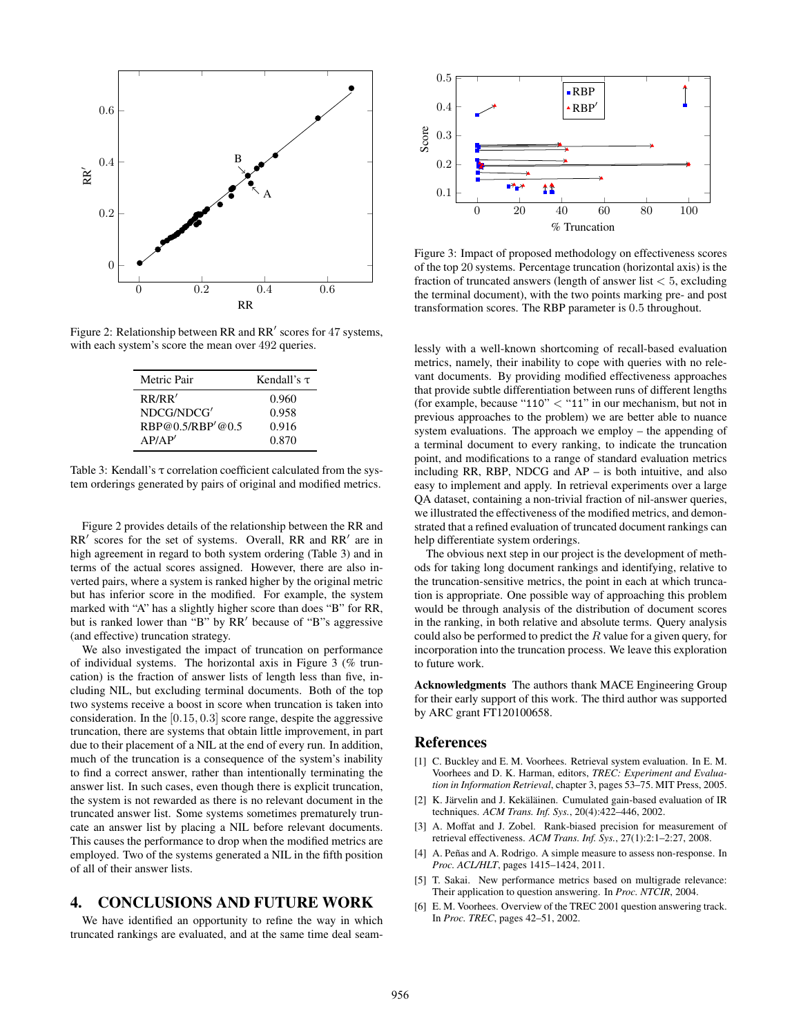0.6
0.4
0.2
0
RR′
0
0.2
0.4
0.6
RR
B
A

Figure 2: Relationship between RR and RR′ scores for 47 systems, with each system's score the mean over 492 queries.

| Metric Pair | Kendall's $\tau$ |
|---|---|
| RR/RR′ | 0.960 |
| NDCG/NDCG′ | 0.958 |
| RBP@0.5/RBP′@0.5 | 0.916 |
| AP/AP′ | 0.870 |

Table 3: Kendall's $\tau$ correlation coefficient calculated from the system orderings generated by pairs of original and modified metrics.

Figure 2 provides details of the relationship between the RR and RR′ scores for the set of systems. Overall, RR and RR′ are in high agreement in regard to both system ordering (Table 3) and in terms of the actual scores assigned. However, there are also inverted pairs, where a system is ranked higher by the original metric but has inferior score in the modified. For example, the system marked with "A" has a slightly higher score than does "B" for RR, but is ranked lower than "B" by RR′ because of "B"'s aggressive (and effective) truncation strategy.

We also investigated the impact of truncation on performance of individual systems. The horizontal axis in Figure 3 (% truncation) is the fraction of answer lists of length less than five, including NIL, but excluding terminal documents. Both of the top two systems receive a boost in score when truncation is taken into consideration. In the $[0.15, 0.3]$ score range, despite the aggressive truncation, there are systems that obtain little improvement, in part due to their placement of a NIL at the end of every run. In addition, much of the truncation is a consequence of the system's inability to find a correct answer, rather than intentionally terminating the answer list. In such cases, even though there is explicit truncation, the system is not rewarded as there is no relevant document in the truncated answer list. Some systems sometimes prematurely truncate an answer list by placing a NIL before relevant documents. This causes the performance to drop when the modified metrics are employed. Two of the systems generated a NIL in the fifth position of all of their answer lists.

## 4. CONCLUSIONS AND FUTURE WORK

We have identified an opportunity to refine the way in which truncated rankings are evaluated, and at the same time deal seamlessly with a well-known shortcoming of recall-based evaluation metrics, namely, their inability to cope with queries with no relevant documents. By providing modified effectiveness approaches that provide subtle differentiation between runs of different lengths (for example, because "110" < "11" in our mechanism, but not in previous approaches to the problem) we are better able to nuance system evaluations. The approach we employ – the appending of a terminal document to every ranking, to indicate the truncation point, and modifications to a range of standard evaluation metrics including RR, RBP, NDCG and AP – is both intuitive, and also easy to implement and apply. In retrieval experiments over a large QA dataset, containing a non-trivial fraction of nil-answer queries, we illustrated the effectiveness of the modified metrics, and demonstrated that a refined evaluation of truncated document rankings can help differentiate system orderings.

The obvious next step in our project is the development of methods for taking long document rankings and identifying, relative to the truncation-sensitive metrics, the point in each at which truncation is appropriate. One possible way of approaching this problem would be through analysis of the distribution of document scores in the ranking, in both relative and absolute terms. Query analysis could also be performed to predict the $R$ value for a given query, for incorporation into the truncation process. We leave this exploration to future work.

0.5
0.4
0.3
0.2
0.1
Score
0
20
40
60
80
100
% Truncation
RBP
RBP′

Figure 3: Impact of proposed methodology on effectiveness scores of the top 20 systems. Percentage truncation (horizontal axis) is the fraction of truncated answers (length of answer list < 5, excluding the terminal document), with the two points marking pre- and post transformation scores. The RBP parameter is 0.5 throughout.

**Acknowledgments** The authors thank MACE Engineering Group for their early support of this work. The third author was supported by ARC grant FT120100658.

## References

[1] C. Buckley and E. M. Voorhees. Retrieval system evaluation. In E. M. Voorhees and D. K. Harman, editors, *TREC: Experiment and Evaluation in Information Retrieval*, chapter 3, pages 53–75. MIT Press, 2005.

[2] K. Järvelin and J. Kekäläinen. Cumulated gain-based evaluation of IR techniques. *ACM Trans. Inf. Sys.*, 20(4):422–446, 2002.

[3] A. Moffat and J. Zobel. Rank-biased precision for measurement of retrieval effectiveness. *ACM Trans. Inf. Sys.*, 27(1):2:1–2:27, 2008.

[4] A. Peñas and A. Rodrigo. A simple measure to assess non-response. In *Proc. ACL/HLT*, pages 1415–1424, 2011.

[5] T. Sakai. New performance metrics based on multigrade relevance: Their application to question answering. In *Proc. NTCIR*, 2004.

[6] E. M. Voorhees. Overview of the TREC 2001 question answering track. In *Proc. TREC*, pages 42–51, 2002.